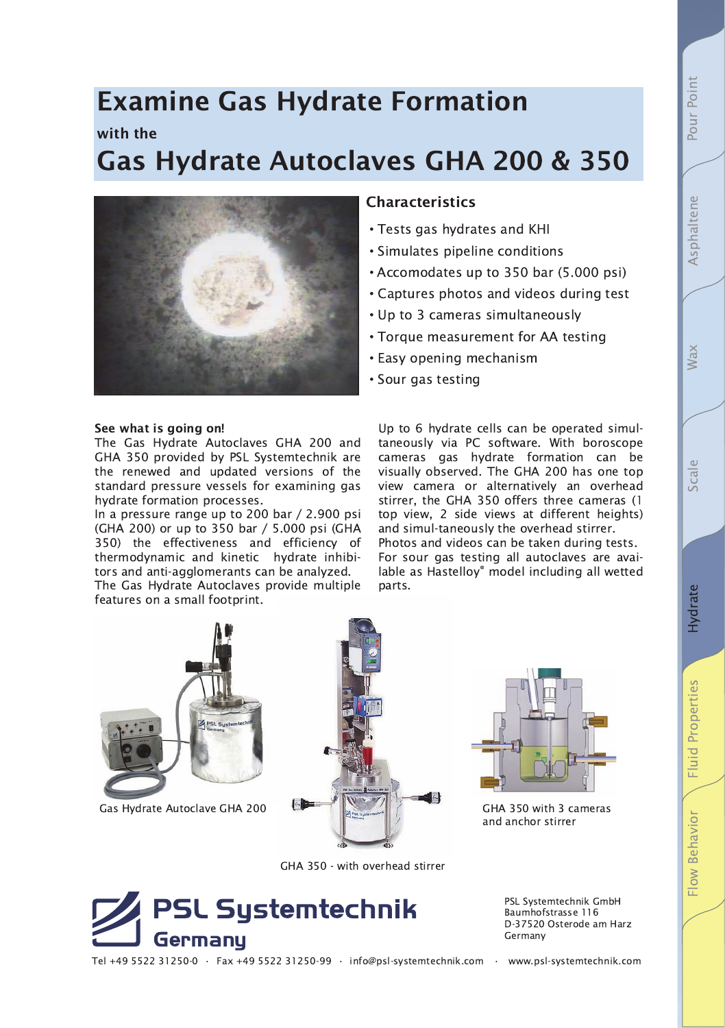# Examine Gas Hydrate Formation

with the

# Gas Hydrate Autoclaves GHA 200 & 350

## Characteristics

- Tests gas hydrates and KHI
- Simulates pipeline conditions
- Accomodates up to 350 bar (5.000 psi)
- Captures photos and videos during test
- Up to 3 cameras simultaneously
- Torque measurement for AA testing
- Easy opening mechanism
- Sour gas testing

**See what is going on!**

The Gas Hydrate Autoclaves GHA 200 and GHA 350 provided by PSL Systemtechnik are the renewed and updated versions of the standard pressure vessels for examining gas hydrate formation processes.

In a pressure range up to 200 bar / 2.900 psi (GHA 200) or up to 350 bar / 5.000 psi (GHA 350) the effectiveness and efficiency of thermodynamic and kinetic hydrate inhibitors and anti-agglomerants can be analyzed.

The Gas Hydrate Autoclaves provide multiple features on a small footprint.

Up to 6 hydrate cells can be operated simultaneously via PC software. With boroscope cameras gas hydrate formation can be visually observed. The GHA 200 has one top view camera or alternatively an overhead stirrer, the GHA 350 offers three cameras (1 top view, 2 side views at different heights) and simul-taneously the overhead stirrer.

Photos and videos can be taken during tests.

For sour gas testing all autoclaves are available as Hastelloy® model including all wetted parts.

Gas Hydrate Autoclave GHA 200

GHA 350 - with overhead stirrer

GHA 350 with 3 cameras and anchor stirrer

**PSL Systemtechnik Germany**

PSL Systemtechnik GmbH
Baumhofstrasse 116
D-37520 Osterode am Harz
Germany

Tel +49 5522 31250-0 · Fax +49 5522 31250-99 · info@psl-systemtechnik.com · www.psl-systemtechnik.com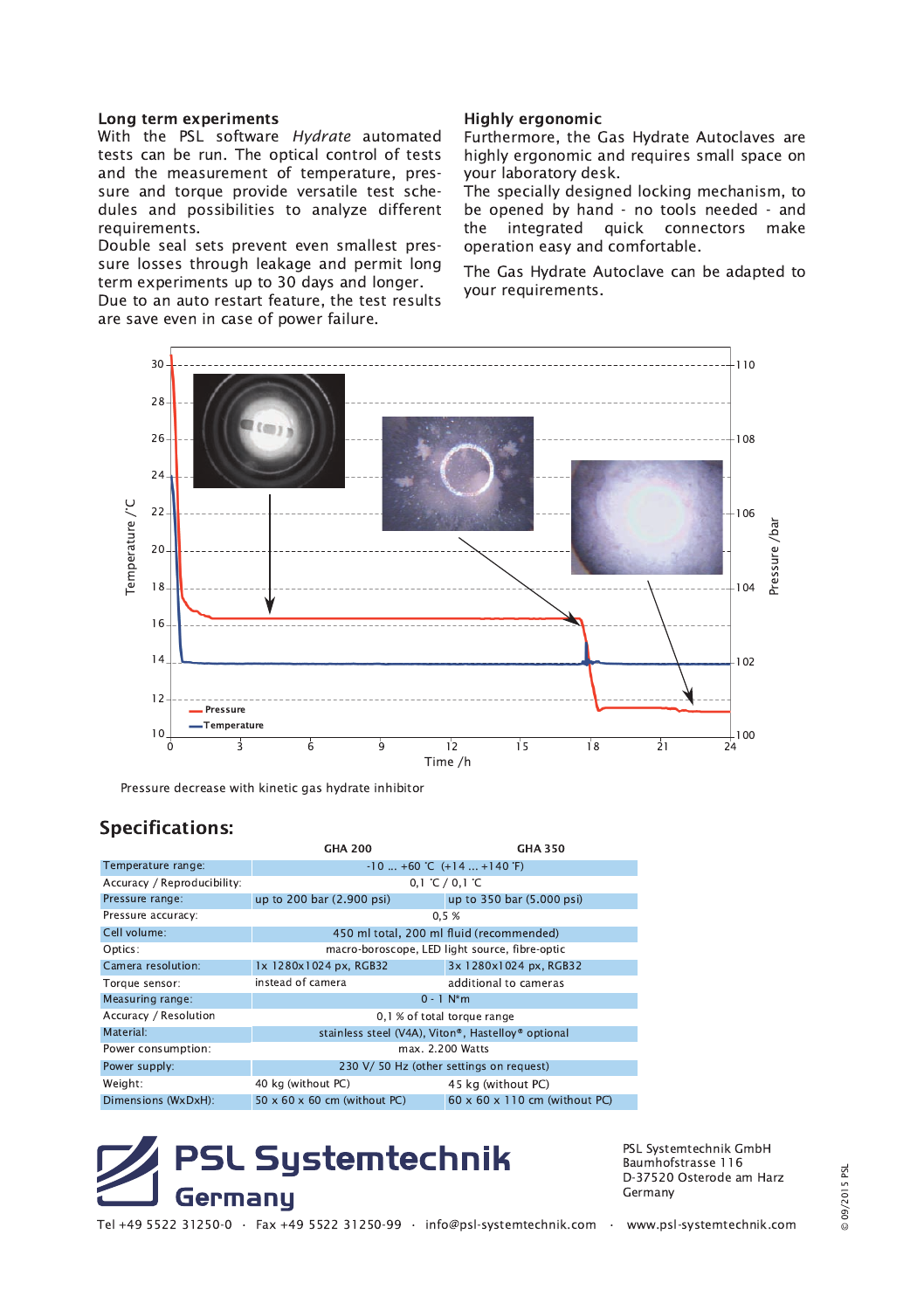### Long term experiments

With the PSL software *Hydrate* automated tests can be run. The optical control of tests and the measurement of temperature, pressure and torque provide versatile test schedules and possibilities to analyze different requirements.

Double seal sets prevent even smallest pressure losses through leakage and permit long term experiments up to 30 days and longer.

Due to an auto restart feature, the test results are save even in case of power failure.

### Highly ergonomic

Furthermore, the Gas Hydrate Autoclaves are highly ergonomic and requires small space on your laboratory desk.

The specially designed locking mechanism, to be opened by hand - no tools needed - and the integrated quick connectors make operation easy and comfortable.

The Gas Hydrate Autoclave can be adapted to your requirements.

Temperature /°C
30
28
26
24
22
20
18
16
14
12
10

Pressure /bar
110
108
106
104
102
100

Time /h
0
3
6
9
12
15
18
21
24

Pressure
Temperature

Pressure decrease with kinetic gas hydrate inhibitor

## Specifications:

| | GHA 200 | GHA 350 |
|---|---|---|
| Temperature range: | -10 ... +60 °C (+14 ... +140 °F) | |
| Accuracy / Reproducibility: | 0,1 °C / 0,1 °C | |
| Pressure range: | up to 200 bar (2.900 psi) | up to 350 bar (5.000 psi) |
| Pressure accuracy: | 0,5 % | |
| Cell volume: | 450 ml total, 200 ml fluid (recommended) | |
| Optics: | macro-boroscope, LED light source, fibre-optic | |
| Camera resolution: | 1x 1280x1024 px, RGB32 | 3x 1280x1024 px, RGB32 |
| Torque sensor: | instead of camera | additional to cameras |
| Measuring range: | 0 - 1 N*m | |
| Accuracy / Resolution | 0,1 % of total torque range | |
| Material: | stainless steel (V4A), Viton®, Hastelloy® optional | |
| Power consumption: | max. 2.200 Watts | |
| Power supply: | 230 V/ 50 Hz (other settings on request) | |
| Weight: | 40 kg (without PC) | 45 kg (without PC) |
| Dimensions (WxDxH): | 50 x 60 x 60 cm (without PC) | 60 x 60 x 110 cm (without PC) |

**PSL Systemtechnik Germany**

PSL Systemtechnik GmbH
Baumhofstrasse 116
D-37520 Osterode am Harz
Germany

Tel +49 5522 31250-0 · Fax +49 5522 31250-99 · info@psl-systemtechnik.com · www.psl-systemtechnik.com

© 09/2015 PSL